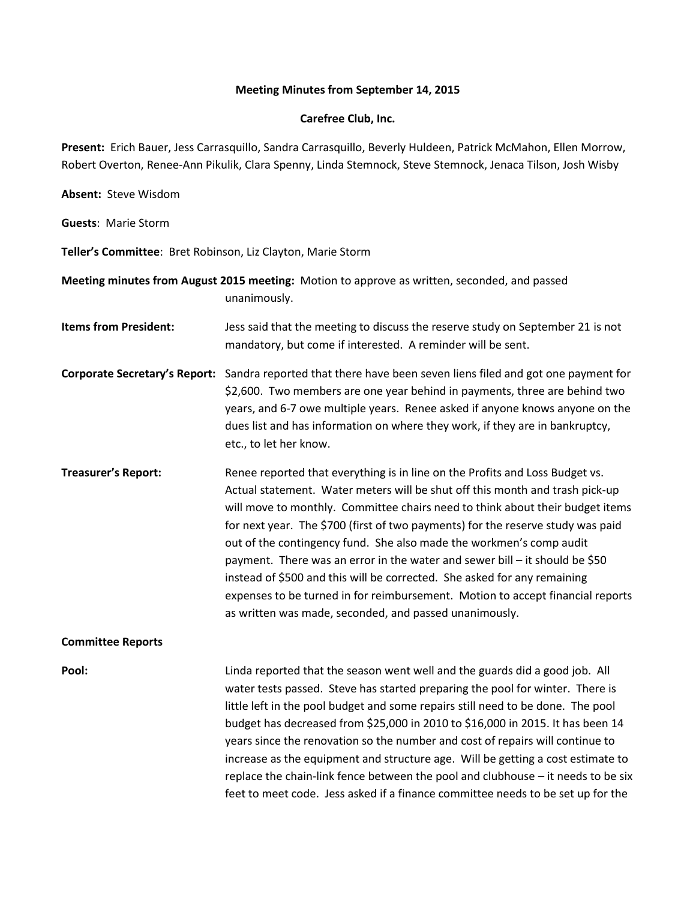**Meeting Minutes from September 14, 2015**

**Carefree Club, Inc.**

**Present:** Erich Bauer, Jess Carrasquillo, Sandra Carrasquillo, Beverly Huldeen, Patrick McMahon, Ellen Morrow, Robert Overton, Renee-Ann Pikulik, Clara Spenny, Linda Stemnock, Steve Stemnock, Jenaca Tilson, Josh Wisby

**Absent:** Steve Wisdom

**Guests**: Marie Storm

**Teller's Committee**: Bret Robinson, Liz Clayton, Marie Storm

**Meeting minutes from August 2015 meeting:** Motion to approve as written, seconded, and passed unanimously.

**Items from President:** Jess said that the meeting to discuss the reserve study on September 21 is not mandatory, but come if interested. A reminder will be sent.

**Corporate Secretary's Report:** Sandra reported that there have been seven liens filed and got one payment for $2,600. Two members are one year behind in payments, three are behind two years, and 6-7 owe multiple years. Renee asked if anyone knows anyone on the dues list and has information on where they work, if they are in bankruptcy, etc., to let her know.

**Treasurer's Report:** Renee reported that everything is in line on the Profits and Loss Budget vs. Actual statement. Water meters will be shut off this month and trash pick-up will move to monthly. Committee chairs need to think about their budget items for next year. The $700 (first of two payments) for the reserve study was paid out of the contingency fund. She also made the workmen's comp audit payment. There was an error in the water and sewer bill – it should be $50 instead of $500 and this will be corrected. She asked for any remaining expenses to be turned in for reimbursement. Motion to accept financial reports as written was made, seconded, and passed unanimously.

**Committee Reports**

**Pool:** Linda reported that the season went well and the guards did a good job. All water tests passed. Steve has started preparing the pool for winter. There is little left in the pool budget and some repairs still need to be done. The pool budget has decreased from $25,000 in 2010 to $16,000 in 2015. It has been 14 years since the renovation so the number and cost of repairs will continue to increase as the equipment and structure age. Will be getting a cost estimate to replace the chain-link fence between the pool and clubhouse – it needs to be six feet to meet code. Jess asked if a finance committee needs to be set up for the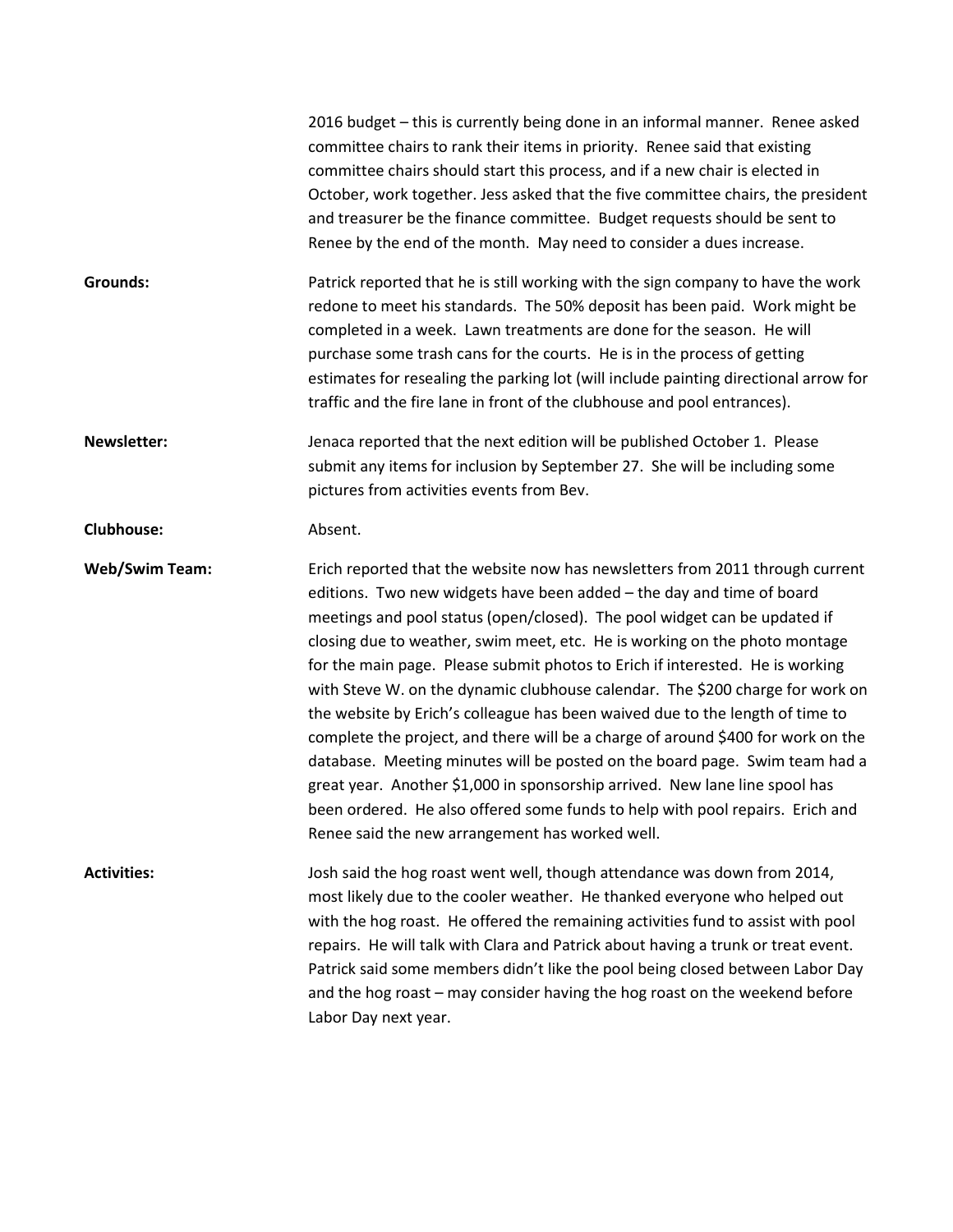2016 budget – this is currently being done in an informal manner. Renee asked committee chairs to rank their items in priority. Renee said that existing committee chairs should start this process, and if a new chair is elected in October, work together. Jess asked that the five committee chairs, the president and treasurer be the finance committee. Budget requests should be sent to Renee by the end of the month. May need to consider a dues increase.

**Grounds:** Patrick reported that he is still working with the sign company to have the work redone to meet his standards. The 50% deposit has been paid. Work might be completed in a week. Lawn treatments are done for the season. He will purchase some trash cans for the courts. He is in the process of getting estimates for resealing the parking lot (will include painting directional arrow for traffic and the fire lane in front of the clubhouse and pool entrances).

**Newsletter:** Jenaca reported that the next edition will be published October 1. Please submit any items for inclusion by September 27. She will be including some pictures from activities events from Bev.

**Clubhouse:** Absent.

**Web/Swim Team:** Erich reported that the website now has newsletters from 2011 through current editions. Two new widgets have been added – the day and time of board meetings and pool status (open/closed). The pool widget can be updated if closing due to weather, swim meet, etc. He is working on the photo montage for the main page. Please submit photos to Erich if interested. He is working with Steve W. on the dynamic clubhouse calendar. The $200 charge for work on the website by Erich's colleague has been waived due to the length of time to complete the project, and there will be a charge of around $400 for work on the database. Meeting minutes will be posted on the board page. Swim team had a great year. Another $1,000 in sponsorship arrived. New lane line spool has been ordered. He also offered some funds to help with pool repairs. Erich and Renee said the new arrangement has worked well.

**Activities:** Josh said the hog roast went well, though attendance was down from 2014, most likely due to the cooler weather. He thanked everyone who helped out with the hog roast. He offered the remaining activities fund to assist with pool repairs. He will talk with Clara and Patrick about having a trunk or treat event. Patrick said some members didn't like the pool being closed between Labor Day and the hog roast – may consider having the hog roast on the weekend before Labor Day next year.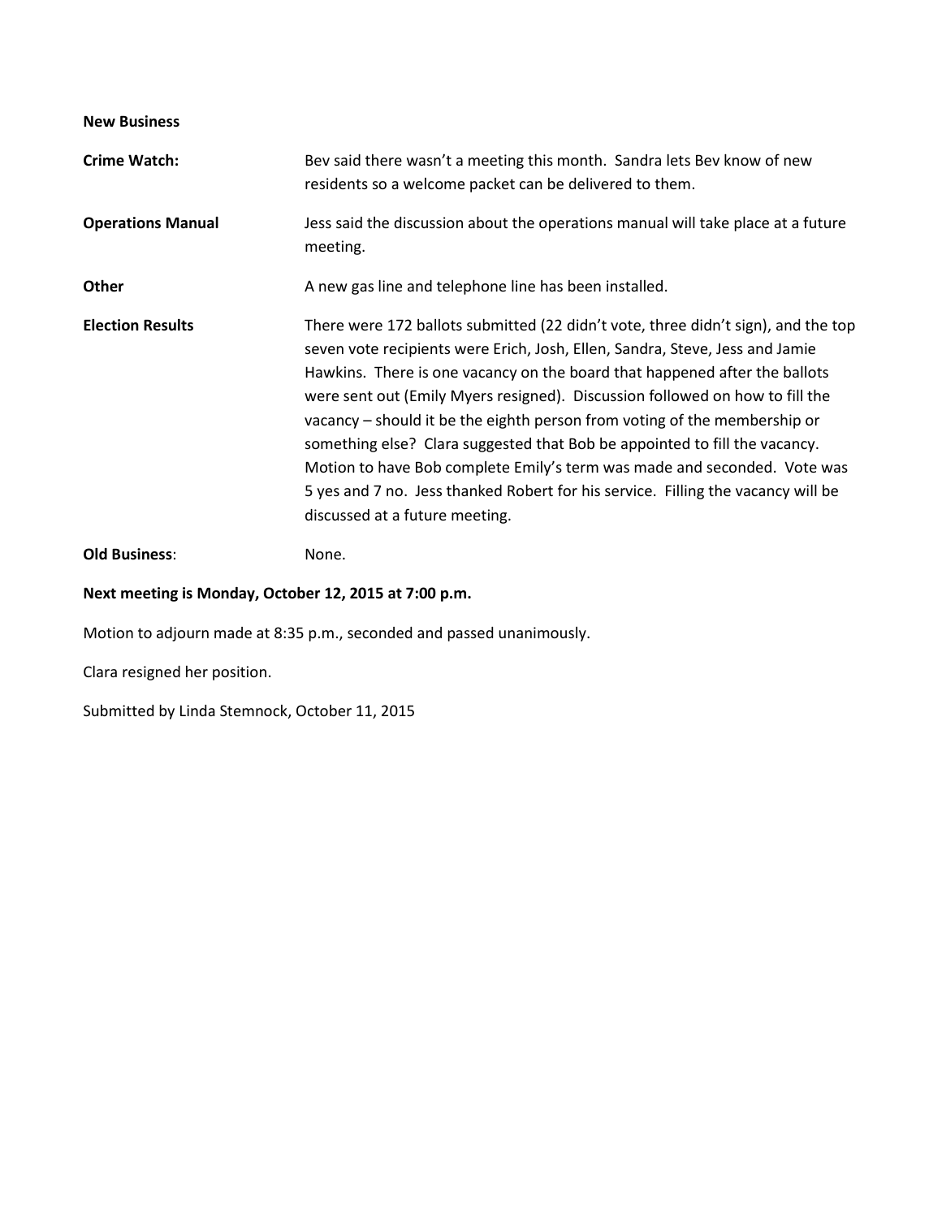**New Business**

**Crime Watch:** Bev said there wasn't a meeting this month. Sandra lets Bev know of new residents so a welcome packet can be delivered to them.

**Operations Manual** Jess said the discussion about the operations manual will take place at a future meeting.

**Other** A new gas line and telephone line has been installed.

**Election Results** There were 172 ballots submitted (22 didn't vote, three didn't sign), and the top seven vote recipients were Erich, Josh, Ellen, Sandra, Steve, Jess and Jamie Hawkins. There is one vacancy on the board that happened after the ballots were sent out (Emily Myers resigned). Discussion followed on how to fill the vacancy – should it be the eighth person from voting of the membership or something else? Clara suggested that Bob be appointed to fill the vacancy. Motion to have Bob complete Emily's term was made and seconded. Vote was 5 yes and 7 no. Jess thanked Robert for his service. Filling the vacancy will be discussed at a future meeting.

**Old Business**: None.

**Next meeting is Monday, October 12, 2015 at 7:00 p.m.**

Motion to adjourn made at 8:35 p.m., seconded and passed unanimously.

Clara resigned her position.

Submitted by Linda Stemnock, October 11, 2015